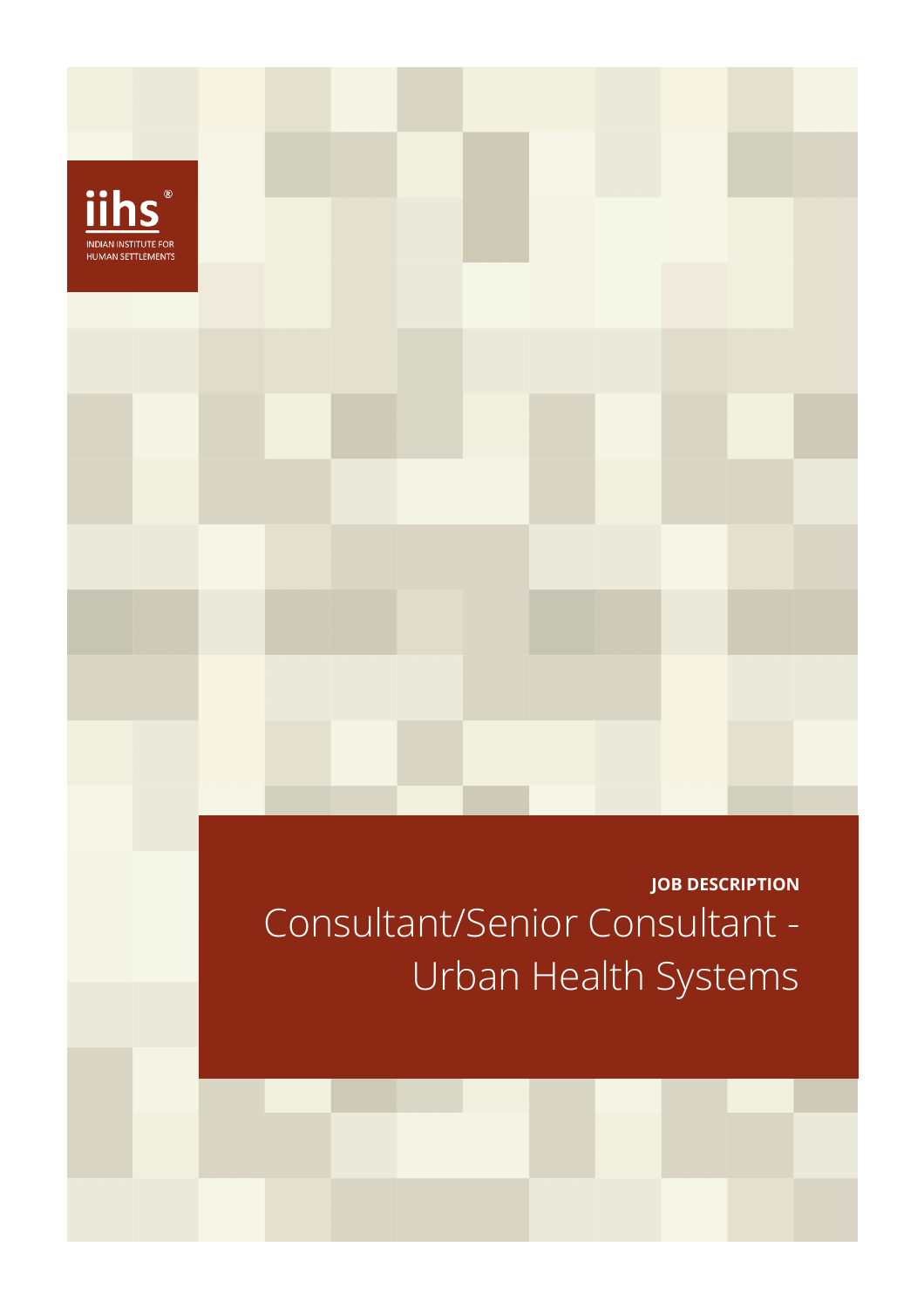iihs®

INDIAN INSTITUTE FOR HUMAN SETTLEMENTS

**JOB DESCRIPTION**

# Consultant/Senior Consultant - Urban Health Systems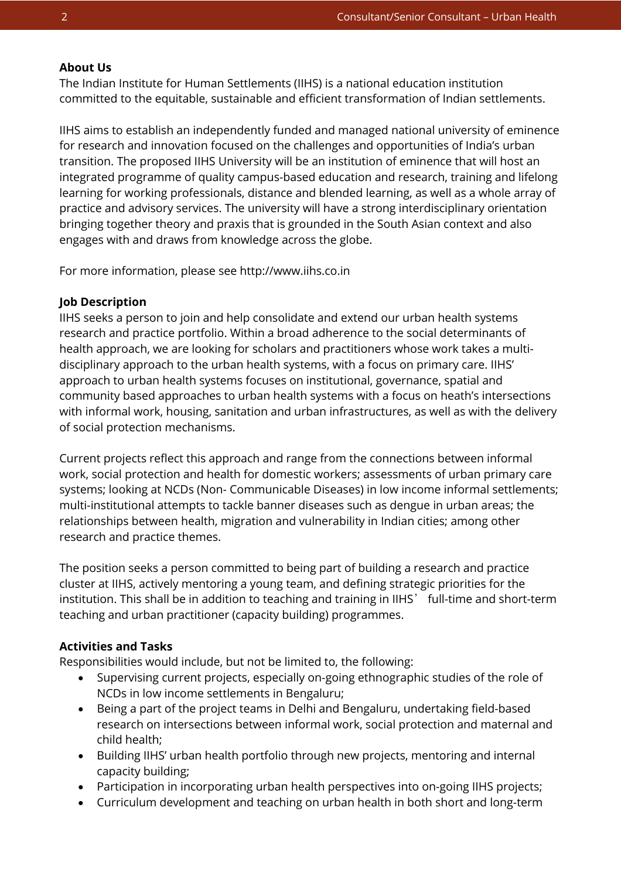**About Us**

The Indian Institute for Human Settlements (IIHS) is a national education institution committed to the equitable, sustainable and efficient transformation of Indian settlements.

IIHS aims to establish an independently funded and managed national university of eminence for research and innovation focused on the challenges and opportunities of India's urban transition. The proposed IIHS University will be an institution of eminence that will host an integrated programme of quality campus-based education and research, training and lifelong learning for working professionals, distance and blended learning, as well as a whole array of practice and advisory services. The university will have a strong interdisciplinary orientation bringing together theory and praxis that is grounded in the South Asian context and also engages with and draws from knowledge across the globe.

For more information, please see http://www.iihs.co.in

**Job Description**

IIHS seeks a person to join and help consolidate and extend our urban health systems research and practice portfolio. Within a broad adherence to the social determinants of health approach, we are looking for scholars and practitioners whose work takes a multi-disciplinary approach to the urban health systems, with a focus on primary care. IIHS' approach to urban health systems focuses on institutional, governance, spatial and community based approaches to urban health systems with a focus on heath's intersections with informal work, housing, sanitation and urban infrastructures, as well as with the delivery of social protection mechanisms.

Current projects reflect this approach and range from the connections between informal work, social protection and health for domestic workers; assessments of urban primary care systems; looking at NCDs (Non- Communicable Diseases) in low income informal settlements; multi-institutional attempts to tackle banner diseases such as dengue in urban areas; the relationships between health, migration and vulnerability in Indian cities; among other research and practice themes.

The position seeks a person committed to being part of building a research and practice cluster at IIHS, actively mentoring a young team, and defining strategic priorities for the institution. This shall be in addition to teaching and training in IIHS' full-time and short-term teaching and urban practitioner (capacity building) programmes.

**Activities and Tasks**

Responsibilities would include, but not be limited to, the following:

- Supervising current projects, especially on-going ethnographic studies of the role of NCDs in low income settlements in Bengaluru;
- Being a part of the project teams in Delhi and Bengaluru, undertaking field-based research on intersections between informal work, social protection and maternal and child health;
- Building IIHS' urban health portfolio through new projects, mentoring and internal capacity building;
- Participation in incorporating urban health perspectives into on-going IIHS projects;
- Curriculum development and teaching on urban health in both short and long-term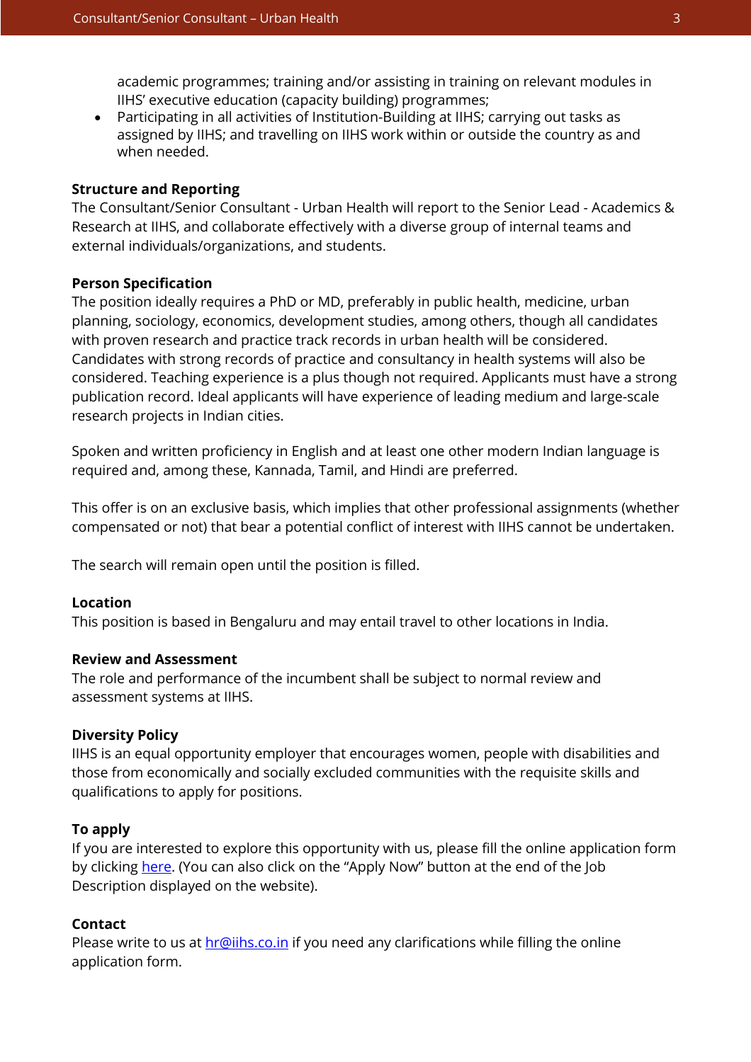academic programmes; training and/or assisting in training on relevant modules in IIHS' executive education (capacity building) programmes;

- Participating in all activities of Institution-Building at IIHS; carrying out tasks as assigned by IIHS; and travelling on IIHS work within or outside the country as and when needed.

**Structure and Reporting**

The Consultant/Senior Consultant - Urban Health will report to the Senior Lead - Academics & Research at IIHS, and collaborate effectively with a diverse group of internal teams and external individuals/organizations, and students.

**Person Specification**

The position ideally requires a PhD or MD, preferably in public health, medicine, urban planning, sociology, economics, development studies, among others, though all candidates with proven research and practice track records in urban health will be considered. Candidates with strong records of practice and consultancy in health systems will also be considered. Teaching experience is a plus though not required. Applicants must have a strong publication record. Ideal applicants will have experience of leading medium and large-scale research projects in Indian cities.

Spoken and written proficiency in English and at least one other modern Indian language is required and, among these, Kannada, Tamil, and Hindi are preferred.

This offer is on an exclusive basis, which implies that other professional assignments (whether compensated or not) that bear a potential conflict of interest with IIHS cannot be undertaken.

The search will remain open until the position is filled.

**Location**

This position is based in Bengaluru and may entail travel to other locations in India.

**Review and Assessment**

The role and performance of the incumbent shall be subject to normal review and assessment systems at IIHS.

**Diversity Policy**

IIHS is an equal opportunity employer that encourages women, people with disabilities and those from economically and socially excluded communities with the requisite skills and qualifications to apply for positions.

**To apply**

If you are interested to explore this opportunity with us, please fill the online application form by clicking here. (You can also click on the "Apply Now" button at the end of the Job Description displayed on the website).

**Contact**

Please write to us at hr@iihs.co.in if you need any clarifications while filling the online application form.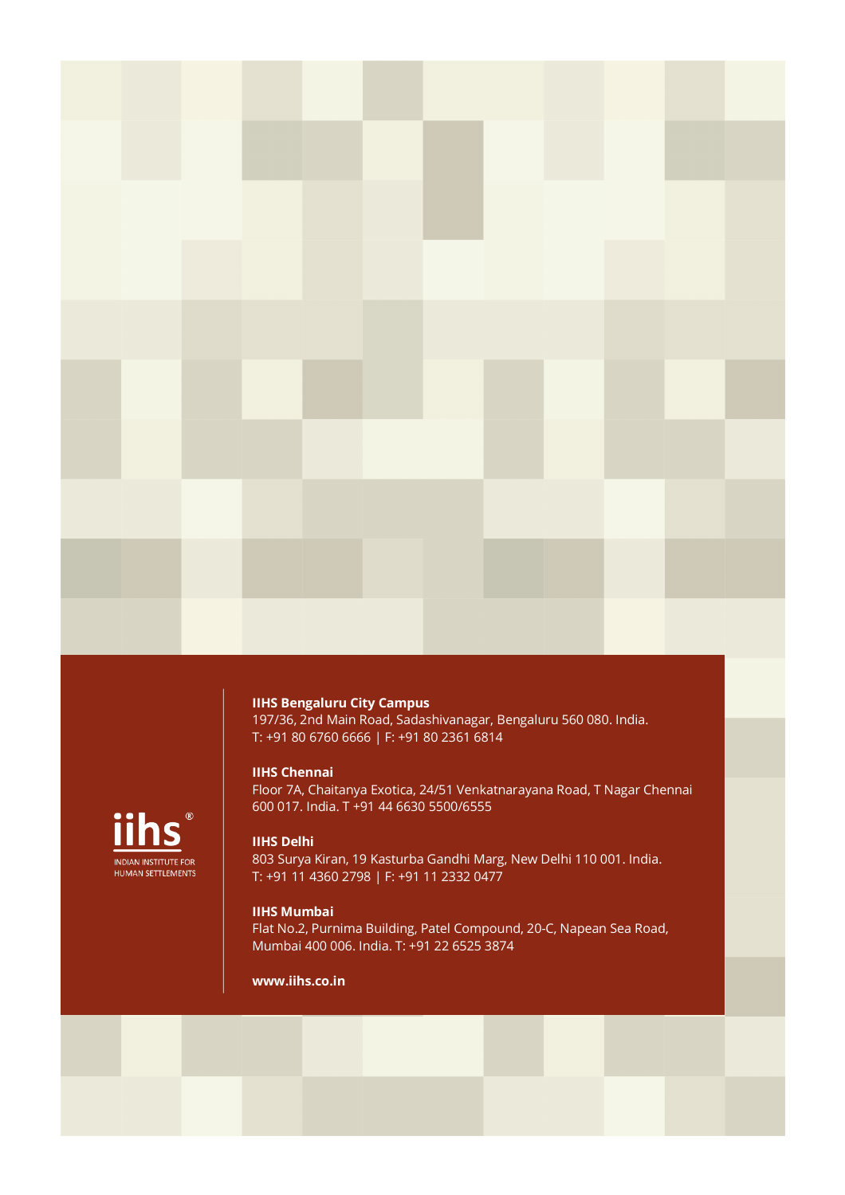iihs®
INDIAN INSTITUTE FOR HUMAN SETTLEMENTS

**IIHS Bengaluru City Campus**
197/36, 2nd Main Road, Sadashivanagar, Bengaluru 560 080. India.
T: +91 80 6760 6666 | F: +91 80 2361 6814

**IIHS Chennai**
Floor 7A, Chaitanya Exotica, 24/51 Venkatnarayana Road, T Nagar Chennai 600 017. India. T +91 44 6630 5500/6555

**IIHS Delhi**
803 Surya Kiran, 19 Kasturba Gandhi Marg, New Delhi 110 001. India.
T: +91 11 4360 2798 | F: +91 11 2332 0477

**IIHS Mumbai**
Flat No.2, Purnima Building, Patel Compound, 20-C, Napean Sea Road, Mumbai 400 006. India. T: +91 22 6525 3874

**www.iihs.co.in**